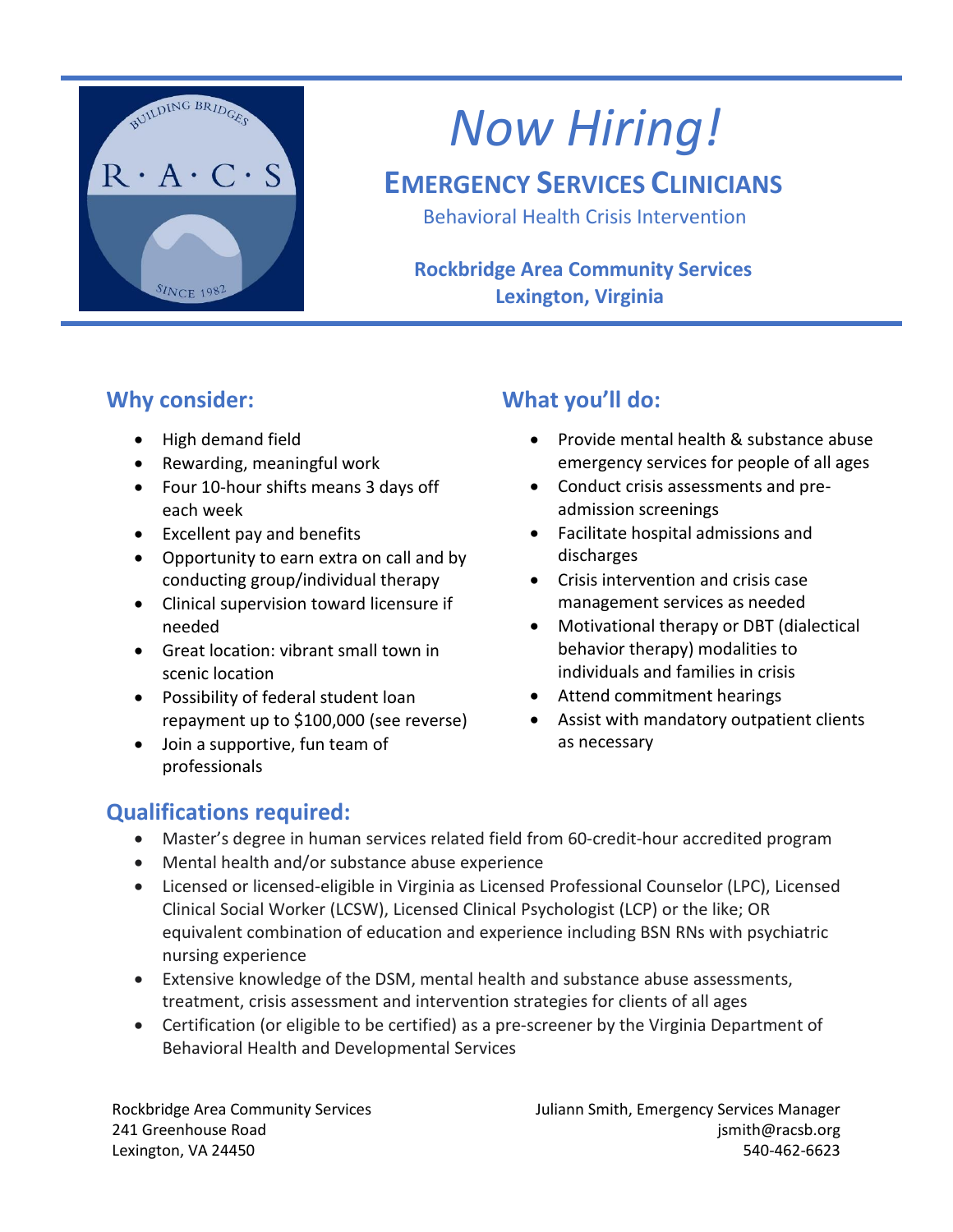# Now Hiring!

## EMERGENCY SERVICES CLINICIANS

Behavioral Health Crisis Intervention

**Rockbridge Area Community Services**
**Lexington, Virginia**

## Why consider:

- High demand field
- Rewarding, meaningful work
- Four 10-hour shifts means 3 days off each week
- Excellent pay and benefits
- Opportunity to earn extra on call and by conducting group/individual therapy
- Clinical supervision toward licensure if needed
- Great location: vibrant small town in scenic location
- Possibility of federal student loan repayment up to $100,000 (see reverse)
- Join a supportive, fun team of professionals

## What you'll do:

- Provide mental health & substance abuse emergency services for people of all ages
- Conduct crisis assessments and pre-admission screenings
- Facilitate hospital admissions and discharges
- Crisis intervention and crisis case management services as needed
- Motivational therapy or DBT (dialectical behavior therapy) modalities to individuals and families in crisis
- Attend commitment hearings
- Assist with mandatory outpatient clients as necessary

## Qualifications required:

- Master's degree in human services related field from 60-credit-hour accredited program
- Mental health and/or substance abuse experience
- Licensed or licensed-eligible in Virginia as Licensed Professional Counselor (LPC), Licensed Clinical Social Worker (LCSW), Licensed Clinical Psychologist (LCP) or the like; OR equivalent combination of education and experience including BSN RNs with psychiatric nursing experience
- Extensive knowledge of the DSM, mental health and substance abuse assessments, treatment, crisis assessment and intervention strategies for clients of all ages
- Certification (or eligible to be certified) as a pre-screener by the Virginia Department of Behavioral Health and Developmental Services

Rockbridge Area Community Services
241 Greenhouse Road
Lexington, VA 24450

Juliann Smith, Emergency Services Manager
jsmith@racsb.org
540-462-6623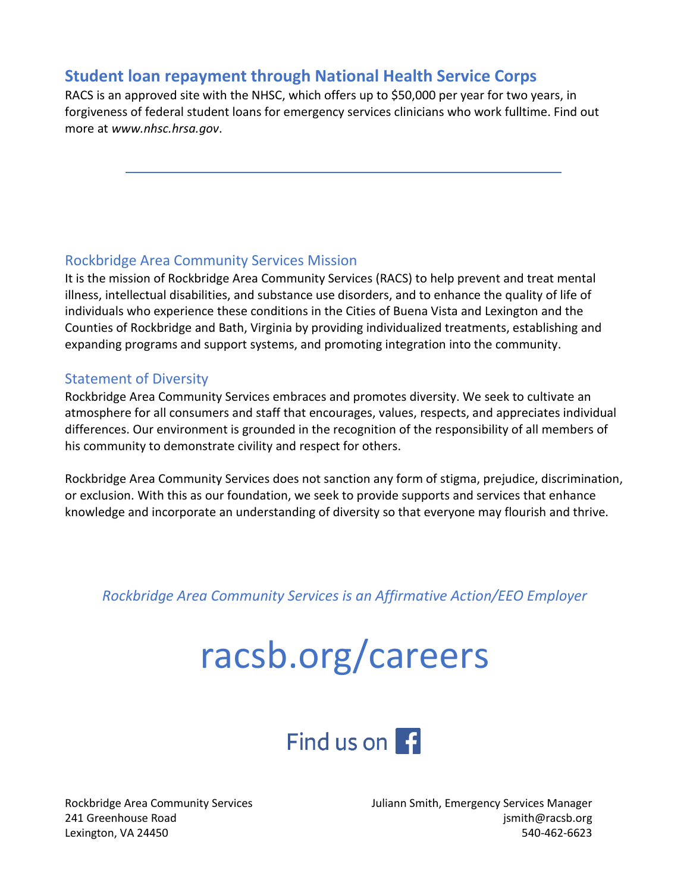## Student loan repayment through National Health Service Corps

RACS is an approved site with the NHSC, which offers up to $50,000 per year for two years, in forgiveness of federal student loans for emergency services clinicians who work fulltime. Find out more at *www.nhsc.hrsa.gov*.

---

### Rockbridge Area Community Services Mission

It is the mission of Rockbridge Area Community Services (RACS) to help prevent and treat mental illness, intellectual disabilities, and substance use disorders, and to enhance the quality of life of individuals who experience these conditions in the Cities of Buena Vista and Lexington and the Counties of Rockbridge and Bath, Virginia by providing individualized treatments, establishing and expanding programs and support systems, and promoting integration into the community.

### Statement of Diversity

Rockbridge Area Community Services embraces and promotes diversity. We seek to cultivate an atmosphere for all consumers and staff that encourages, values, respects, and appreciates individual differences. Our environment is grounded in the recognition of the responsibility of all members of his community to demonstrate civility and respect for others.

Rockbridge Area Community Services does not sanction any form of stigma, prejudice, discrimination, or exclusion. With this as our foundation, we seek to provide supports and services that enhance knowledge and incorporate an understanding of diversity so that everyone may flourish and thrive.

*Rockbridge Area Community Services is an Affirmative Action/EEO Employer*

# racsb.org/careers

Find us on Facebook

Rockbridge Area Community Services
241 Greenhouse Road
Lexington, VA 24450

Juliann Smith, Emergency Services Manager
jsmith@racsb.org
540-462-6623